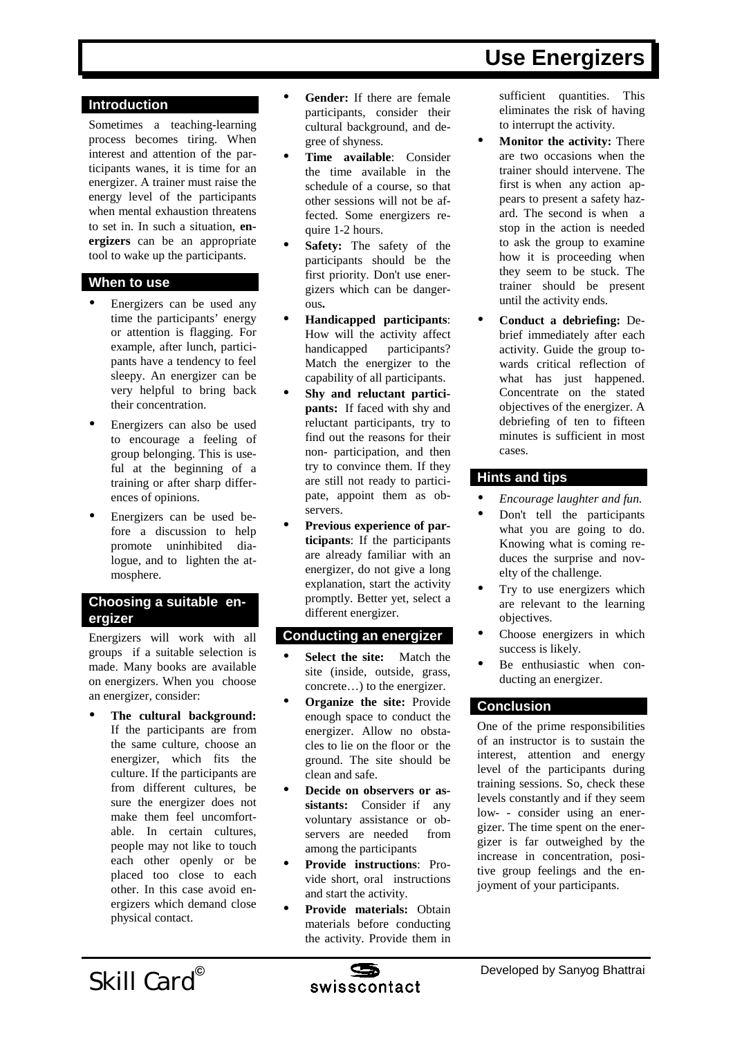# Use Energizers

## Introduction

Sometimes a teaching-learning process becomes tiring. When interest and attention of the participants wanes, it is time for an energizer. A trainer must raise the energy level of the participants when mental exhaustion threatens to set in. In such a situation, **energizers** can be an appropriate tool to wake up the participants.

## When to use

- Energizers can be used any time the participants' energy or attention is flagging. For example, after lunch, participants have a tendency to feel sleepy. An energizer can be very helpful to bring back their concentration.
- Energizers can also be used to encourage a feeling of group belonging. This is useful at the beginning of a training or after sharp differences of opinions.
- Energizers can be used before a discussion to help promote uninhibited dialogue, and to lighten the atmosphere.

## Choosing a suitable energizer

Energizers will work with all groups if a suitable selection is made. Many books are available on energizers. When you choose an energizer, consider:

- **The cultural background:** If the participants are from the same culture, choose an energizer, which fits the culture. If the participants are from different cultures, be sure the energizer does not make them feel uncomfortable. In certain cultures, people may not like to touch each other openly or be placed too close to each other. In this case avoid energizers which demand close physical contact.
- **Gender:** If there are female participants, consider their cultural background, and degree of shyness.
- **Time available**: Consider the time available in the schedule of a course, so that other sessions will not be affected. Some energizers require 1-2 hours.
- **Safety:** The safety of the participants should be the first priority. Don't use energizers which can be dangerous**.**
- **Handicapped participants**: How will the activity affect handicapped participants? Match the energizer to the capability of all participants.
- **Shy and reluctant participants:** If faced with shy and reluctant participants, try to find out the reasons for their non- participation, and then try to convince them. If they are still not ready to participate, appoint them as observers.
- **Previous experience of participants**: If the participants are already familiar with an energizer, do not give a long explanation, start the activity promptly. Better yet, select a different energizer.

## Conducting an energizer

- **Select the site:** Match the site (inside, outside, grass, concrete…) to the energizer.
- **Organize the site:** Provide enough space to conduct the energizer. Allow no obstacles to lie on the floor or the ground. The site should be clean and safe.
- **Decide on observers or assistants:** Consider if any voluntary assistance or observers are needed from among the participants
- **Provide instructions**: Provide short, oral instructions and start the activity.
- **Provide materials:** Obtain materials before conducting the activity. Provide them in sufficient quantities. This eliminates the risk of having to interrupt the activity.
- **Monitor the activity:** There are two occasions when the trainer should intervene. The first is when any action appears to present a safety hazard. The second is when a stop in the action is needed to ask the group to examine how it is proceeding when they seem to be stuck. The trainer should be present until the activity ends.
- **Conduct a debriefing:** Debrief immediately after each activity. Guide the group towards critical reflection of what has just happened. Concentrate on the stated objectives of the energizer. A debriefing of ten to fifteen minutes is sufficient in most cases.

## Hints and tips

- *Encourage laughter and fun.*
- Don't tell the participants what you are going to do. Knowing what is coming reduces the surprise and novelty of the challenge.
- Try to use energizers which are relevant to the learning objectives.
- Choose energizers in which success is likely.
- Be enthusiastic when conducting an energizer.

## Conclusion

One of the prime responsibilities of an instructor is to sustain the interest, attention and energy level of the participants during training sessions. So, check these levels constantly and if they seem low- - consider using an energizer. The time spent on the energizer is far outweighed by the increase in concentration, positive group feelings and the enjoyment of your participants.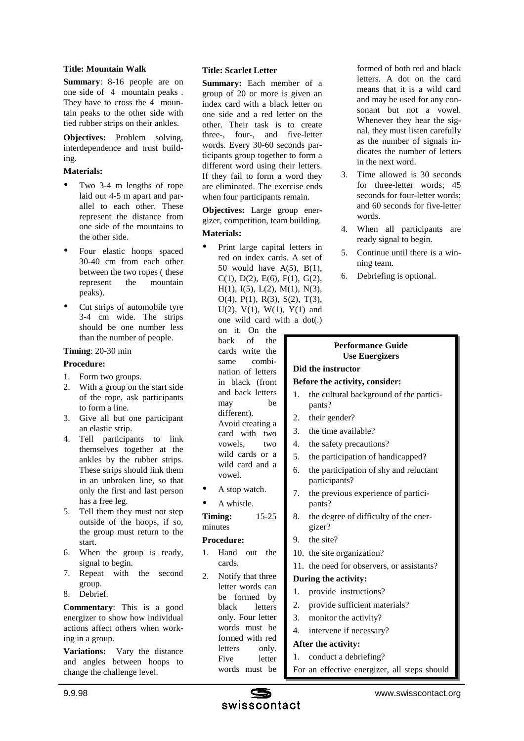**Title: Mountain Walk**

**Summary**: 8-16 people are on one side of 4 mountain peaks . They have to cross the 4 mountain peaks to the other side with tied rubber strips on their ankles.

**Objectives:** Problem solving, interdependence and trust building.

**Materials:**

- Two 3-4 m lengths of rope laid out 4-5 m apart and parallel to each other. These represent the distance from one side of the mountains to the other side.
- Four elastic hoops spaced 30-40 cm from each other between the two ropes ( these represent the mountain peaks).
- Cut strips of automobile tyre 3-4 cm wide. The strips should be one number less than the number of people.

**Timing**: 20-30 min

**Procedure:**

1. Form two groups.
2. With a group on the start side of the rope, ask participants to form a line.
3. Give all but one participant an elastic strip.
4. Tell participants to link themselves together at the ankles by the rubber strips. These strips should link them in an unbroken line, so that only the first and last person has a free leg.
5. Tell them they must not step outside of the hoops, if so, the group must return to the start.
6. When the group is ready, signal to begin.
7. Repeat with the second group.
8. Debrief.

**Commentary**: This is a good energizer to show how individual actions affect others when working in a group.

**Variations:** Vary the distance and angles between hoops to change the challenge level.

**Title: Scarlet Letter**

**Summary:** Each member of a group of 20 or more is given an index card with a black letter on one side and a red letter on the other. Their task is to create three-, four-, and five-letter words. Every 30-60 seconds participants group together to form a different word using their letters. If they fail to form a word they are eliminated. The exercise ends when four participants remain.

**Objectives:** Large group energizer, competition, team building.

**Materials:**

- Print large capital letters in red on index cards. A set of 50 would have A(5), B(1), C(1), D(2), E(6), F(1), G(2), H(1), I(5), L(2), M(1), N(3), O(4), P(1), R(3), S(2), T(3), U(2), V(1), W(1), Y(1) and one wild card with a dot(.) on it. On the back of the cards write the same combination of letters in black (front and back letters may be different). Avoid creating a card with two vowels, two wild cards or a wild card and a vowel.
- A stop watch.
- A whistle.

**Timing:** 15-25 minutes

**Procedure:**

1. Hand out the cards.
2. Notify that three letter words can be formed by black letters only. Four letter words must be formed with red letters only. Five letter words must be formed of both red and black letters. A dot on the card means that it is a wild card and may be used for any consonant but not a vowel. Whenever they hear the signal, they must listen carefully as the number of signals indicates the number of letters in the next word.
3. Time allowed is 30 seconds for three-letter words; 45 seconds for four-letter words; and 60 seconds for five-letter words.
4. When all participants are ready signal to begin.
5. Continue until there is a winning team.
6. Debriefing is optional.

**Performance Guide**
**Use Energizers**

**Did the instructor**

**Before the activity, consider:**

1. the cultural background of the participants?
2. their gender?
3. the time available?
4. the safety precautions?
5. the participation of handicapped?
6. the participation of shy and reluctant participants?
7. the previous experience of participants?
8. the degree of difficulty of the energizer?
9. the site?
10. the site organization?
11. the need for observers, or assistants?

**During the activity:**

1. provide instructions?
2. provide sufficient materials?
3. monitor the activity?
4. intervene if necessary?

**After the activity:**

1. conduct a debriefing?

For an effective energizer, all steps should